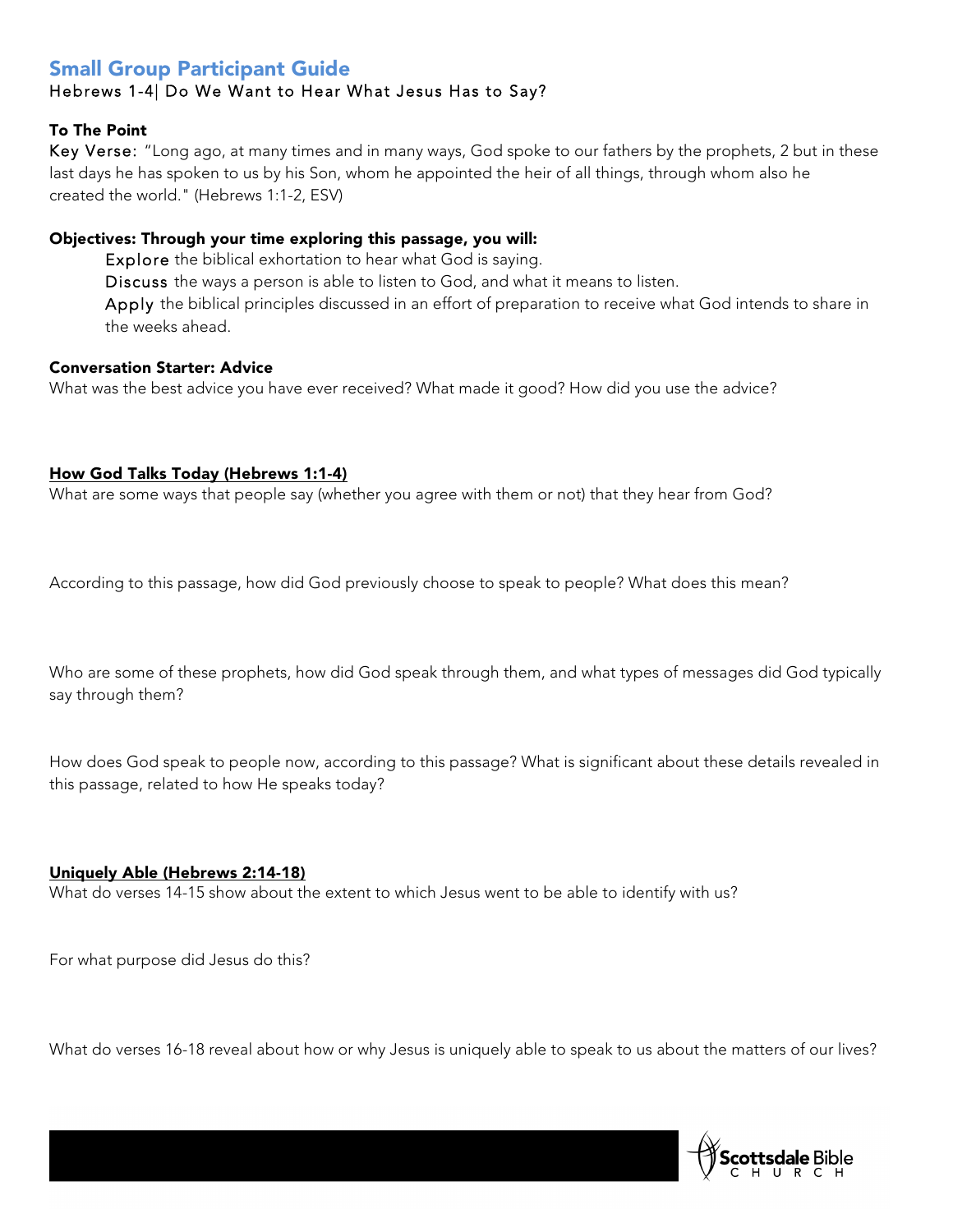# Small Group Participant Guide

Hebrews 1-4| Do We Want to Hear What Jesus Has to Say?

**To The Point**

Key Verse: "Long ago, at many times and in many ways, God spoke to our fathers by the prophets, 2 but in these last days he has spoken to us by his Son, whom he appointed the heir of all things, through whom also he created the world." (Hebrews 1:1-2, ESV)

**Objectives: Through your time exploring this passage, you will:**

Explore the biblical exhortation to hear what God is saying.

Discuss the ways a person is able to listen to God, and what it means to listen.

Apply the biblical principles discussed in an effort of preparation to receive what God intends to share in the weeks ahead.

**Conversation Starter: Advice**

What was the best advice you have ever received? What made it good? How did you use the advice?

**How God Talks Today (Hebrews 1:1-4)**

What are some ways that people say (whether you agree with them or not) that they hear from God?

According to this passage, how did God previously choose to speak to people? What does this mean?

Who are some of these prophets, how did God speak through them, and what types of messages did God typically say through them?

How does God speak to people now, according to this passage? What is significant about these details revealed in this passage, related to how He speaks today?

**Uniquely Able (Hebrews 2:14-18)**

What do verses 14-15 show about the extent to which Jesus went to be able to identify with us?

For what purpose did Jesus do this?

What do verses 16-18 reveal about how or why Jesus is uniquely able to speak to us about the matters of our lives?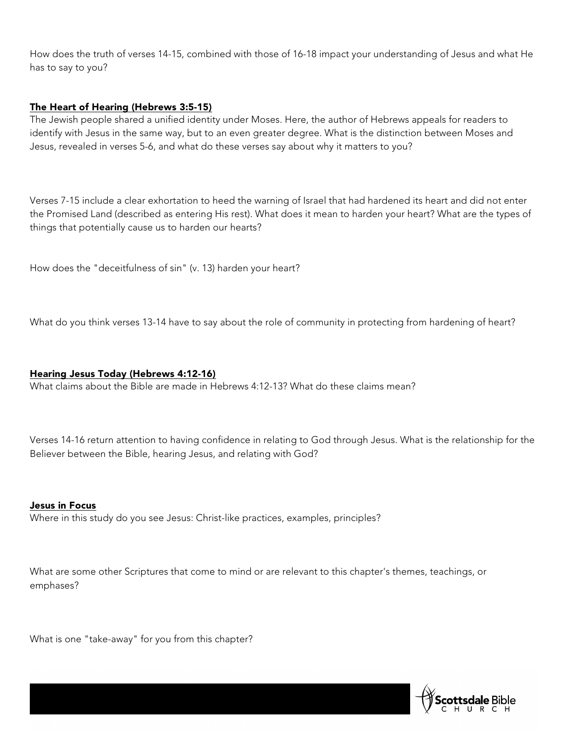How does the truth of verses 14-15, combined with those of 16-18 impact your understanding of Jesus and what He has to say to you?

**The Heart of Hearing (Hebrews 3:5-15)**

The Jewish people shared a unified identity under Moses. Here, the author of Hebrews appeals for readers to identify with Jesus in the same way, but to an even greater degree. What is the distinction between Moses and Jesus, revealed in verses 5-6, and what do these verses say about why it matters to you?

Verses 7-15 include a clear exhortation to heed the warning of Israel that had hardened its heart and did not enter the Promised Land (described as entering His rest). What does it mean to harden your heart? What are the types of things that potentially cause us to harden our hearts?

How does the "deceitfulness of sin" (v. 13) harden your heart?

What do you think verses 13-14 have to say about the role of community in protecting from hardening of heart?

**Hearing Jesus Today (Hebrews 4:12-16)**

What claims about the Bible are made in Hebrews 4:12-13? What do these claims mean?

Verses 14-16 return attention to having confidence in relating to God through Jesus. What is the relationship for the Believer between the Bible, hearing Jesus, and relating with God?

**Jesus in Focus**

Where in this study do you see Jesus: Christ-like practices, examples, principles?

What are some other Scriptures that come to mind or are relevant to this chapter's themes, teachings, or emphases?

What is one "take-away" for you from this chapter?